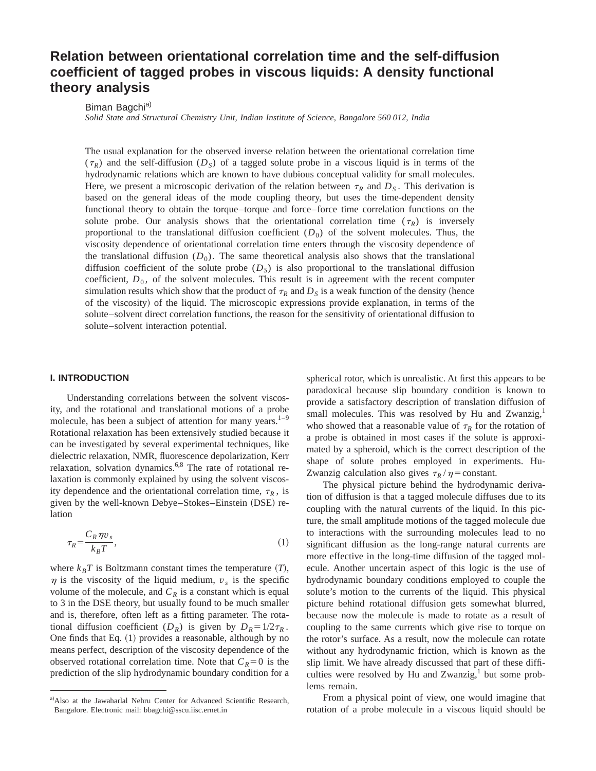# Relation between orientational correlation time and the self-diffusion coefficient of tagged probes in viscous liquids: A density functional theory analysis

Biman Bagchi[a)]

*Solid State and Structural Chemistry Unit, Indian Institute of Science, Bangalore 560 012, India*

The usual explanation for the observed inverse relation between the orientational correlation time ($\tau_R$) and the self-diffusion ($D_S$) of a tagged solute probe in a viscous liquid is in terms of the hydrodynamic relations which are known to have dubious conceptual validity for small molecules. Here, we present a microscopic derivation of the relation between $\tau_R$ and $D_S$. This derivation is based on the general ideas of the mode coupling theory, but uses the time-dependent density functional theory to obtain the torque–torque and force–force time correlation functions on the solute probe. Our analysis shows that the orientational correlation time ($\tau_R$) is inversely proportional to the translational diffusion coefficient ($D_0$) of the solvent molecules. Thus, the viscosity dependence of orientational correlation time enters through the viscosity dependence of the translational diffusion ($D_0$). The same theoretical analysis also shows that the translational diffusion coefficient of the solute probe ($D_S$) is also proportional to the translational diffusion coefficient, $D_0$, of the solvent molecules. This result is in agreement with the recent computer simulation results which show that the product of $\tau_R$ and $D_S$ is a weak function of the density (hence of the viscosity) of the liquid. The microscopic expressions provide explanation, in terms of the solute–solvent direct correlation functions, the reason for the sensitivity of orientational diffusion to solute–solvent interaction potential.

## I. INTRODUCTION

Understanding correlations between the solvent viscosity, and the rotational and translational motions of a probe molecule, has been a subject of attention for many years.[1–9] Rotational relaxation has been extensively studied because it can be investigated by several experimental techniques, like dielectric relaxation, NMR, fluorescence depolarization, Kerr relaxation, solvation dynamics.[6,8] The rate of rotational relaxation is commonly explained by using the solvent viscosity dependence and the orientational correlation time, $\tau_R$, is given by the well-known Debye–Stokes–Einstein (DSE) relation

$$\tau_R = \frac{C_R \eta v_s}{k_B T}, \tag{1}$$

where $k_B T$ is Boltzmann constant times the temperature ($T$), $\eta$ is the viscosity of the liquid medium, $v_s$ is the specific volume of the molecule, and $C_R$ is a constant which is equal to 3 in the DSE theory, but usually found to be much smaller and is, therefore, often left as a fitting parameter. The rotational diffusion coefficient ($D_R$) is given by $D_R = 1/2\tau_R$. One finds that Eq. (1) provides a reasonable, although by no means perfect, description of the viscosity dependence of the observed rotational correlation time. Note that $C_R = 0$ is the prediction of the slip hydrodynamic boundary condition for a spherical rotor, which is unrealistic. At first this appears to be paradoxical because slip boundary condition is known to provide a satisfactory description of translation diffusion of small molecules. This was resolved by Hu and Zwanzig,[1] who showed that a reasonable value of $\tau_R$ for the rotation of a probe is obtained in most cases if the solute is approximated by a spheroid, which is the correct description of the shape of solute probes employed in experiments. Hu-Zwanzig calculation also gives $\tau_R/\eta = \text{constant}$.

The physical picture behind the hydrodynamic derivation of diffusion is that a tagged molecule diffuses due to its coupling with the natural currents of the liquid. In this picture, the small amplitude motions of the tagged molecule due to interactions with the surrounding molecules lead to no significant diffusion as the long-range natural currents are more effective in the long-time diffusion of the tagged molecule. Another uncertain aspect of this logic is the use of hydrodynamic boundary conditions employed to couple the solute's motion to the currents of the liquid. This physical picture behind rotational diffusion gets somewhat blurred, because now the molecule is made to rotate as a result of coupling to the same currents which give rise to torque on the rotor's surface. As a result, now the molecule can rotate without any hydrodynamic friction, which is known as the slip limit. We have already discussed that part of these difficulties were resolved by Hu and Zwanzig,[1] but some problems remain.

From a physical point of view, one would imagine that rotation of a probe molecule in a viscous liquid should be

---

[a)]Also at the Jawaharlal Nehru Center for Advanced Scientific Research, Bangalore. Electronic mail: bbagchi@sscu.iisc.ernet.in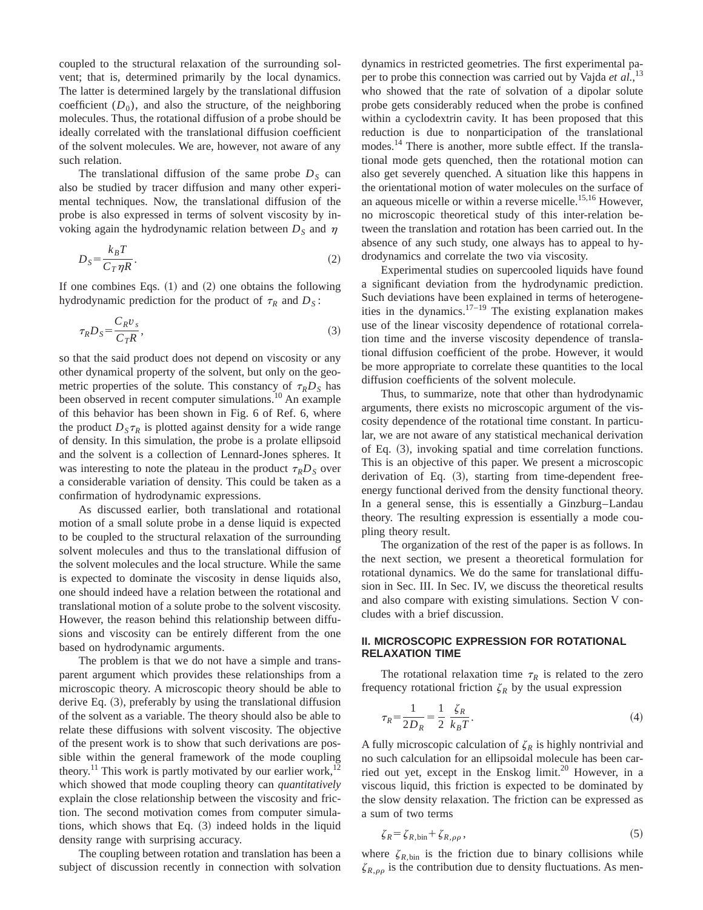coupled to the structural relaxation of the surrounding solvent; that is, determined primarily by the local dynamics. The latter is determined largely by the translational diffusion coefficient ($D_0$), and also the structure, of the neighboring molecules. Thus, the rotational diffusion of a probe should be ideally correlated with the translational diffusion coefficient of the solvent molecules. We are, however, not aware of any such relation.

The translational diffusion of the same probe $D_S$ can also be studied by tracer diffusion and many other experimental techniques. Now, the translational diffusion of the probe is also expressed in terms of solvent viscosity by invoking again the hydrodynamic relation between $D_S$ and $\eta$

$$D_S = \frac{k_B T}{C_T \eta R}. \tag{2}$$

If one combines Eqs. (1) and (2) one obtains the following hydrodynamic prediction for the product of $\tau_R$ and $D_S$:

$$\tau_R D_S = \frac{C_R v_s}{C_T R}, \tag{3}$$

so that the said product does not depend on viscosity or any other dynamical property of the solvent, but only on the geometric properties of the solute. This constancy of $\tau_R D_S$ has been observed in recent computer simulations.[10] An example of this behavior has been shown in Fig. 6 of Ref. 6, where the product $D_S \tau_R$ is plotted against density for a wide range of density. In this simulation, the probe is a prolate ellipsoid and the solvent is a collection of Lennard-Jones spheres. It was interesting to note the plateau in the product $\tau_R D_S$ over a considerable variation of density. This could be taken as a confirmation of hydrodynamic expressions.

As discussed earlier, both translational and rotational motion of a small solute probe in a dense liquid is expected to be coupled to the structural relaxation of the surrounding solvent molecules and thus to the translational diffusion of the solvent molecules and the local structure. While the same is expected to dominate the viscosity in dense liquids also, one should indeed have a relation between the rotational and translational motion of a solute probe to the solvent viscosity. However, the reason behind this relationship between diffusions and viscosity can be entirely different from the one based on hydrodynamic arguments.

The problem is that we do not have a simple and transparent argument which provides these relationships from a microscopic theory. A microscopic theory should be able to derive Eq. (3), preferably by using the translational diffusion of the solvent as a variable. The theory should also be able to relate these diffusions with solvent viscosity. The objective of the present work is to show that such derivations are possible within the general framework of the mode coupling theory.[11] This work is partly motivated by our earlier work,[12] which showed that mode coupling theory can *quantitatively* explain the close relationship between the viscosity and friction. The second motivation comes from computer simulations, which shows that Eq. (3) indeed holds in the liquid density range with surprising accuracy.

The coupling between rotation and translation has been a subject of discussion recently in connection with solvation dynamics in restricted geometries. The first experimental paper to probe this connection was carried out by Vajda *et al.*,[13] who showed that the rate of solvation of a dipolar solute probe gets considerably reduced when the probe is confined within a cyclodextrin cavity. It has been proposed that this reduction is due to nonparticipation of the translational modes.[14] There is another, more subtle effect. If the translational mode gets quenched, then the rotational motion can also get severely quenched. A situation like this happens in the orientational motion of water molecules on the surface of an aqueous micelle or within a reverse micelle.[15,16] However, no microscopic theoretical study of this inter-relation between the translation and rotation has been carried out. In the absence of any such study, one always has to appeal to hydrodynamics and correlate the two via viscosity.

Experimental studies on supercooled liquids have found a significant deviation from the hydrodynamic prediction. Such deviations have been explained in terms of heterogeneities in the dynamics.[17–19] The existing explanation makes use of the linear viscosity dependence of rotational correlation time and the inverse viscosity dependence of translational diffusion coefficient of the probe. However, it would be more appropriate to correlate these quantities to the local diffusion coefficients of the solvent molecule.

Thus, to summarize, note that other than hydrodynamic arguments, there exists no microscopic argument of the viscosity dependence of the rotational time constant. In particular, we are not aware of any statistical mechanical derivation of Eq. (3), invoking spatial and time correlation functions. This is an objective of this paper. We present a microscopic derivation of Eq. (3), starting from time-dependent free-energy functional derived from the density functional theory. In a general sense, this is essentially a Ginzburg–Landau theory. The resulting expression is essentially a mode coupling theory result.

The organization of the rest of the paper is as follows. In the next section, we present a theoretical formulation for rotational dynamics. We do the same for translational diffusion in Sec. III. In Sec. IV, we discuss the theoretical results and also compare with existing simulations. Section V concludes with a brief discussion.

## II. MICROSCOPIC EXPRESSION FOR ROTATIONAL RELAXATION TIME

The rotational relaxation time $\tau_R$ is related to the zero frequency rotational friction $\zeta_R$ by the usual expression

$$\tau_R = \frac{1}{2D_R} = \frac{1}{2}\,\frac{\zeta_R}{k_B T}. \tag{4}$$

A fully microscopic calculation of $\zeta_R$ is highly nontrivial and no such calculation for an ellipsoidal molecule has been carried out yet, except in the Enskog limit.[20] However, in a viscous liquid, this friction is expected to be dominated by the slow density relaxation. The friction can be expressed as a sum of two terms

$$\zeta_R = \zeta_{R,\mathrm{bin}} + \zeta_{R,\rho\rho}, \tag{5}$$

where $\zeta_{R,\mathrm{bin}}$ is the friction due to binary collisions while $\zeta_{R,\rho\rho}$ is the contribution due to density fluctuations. As men-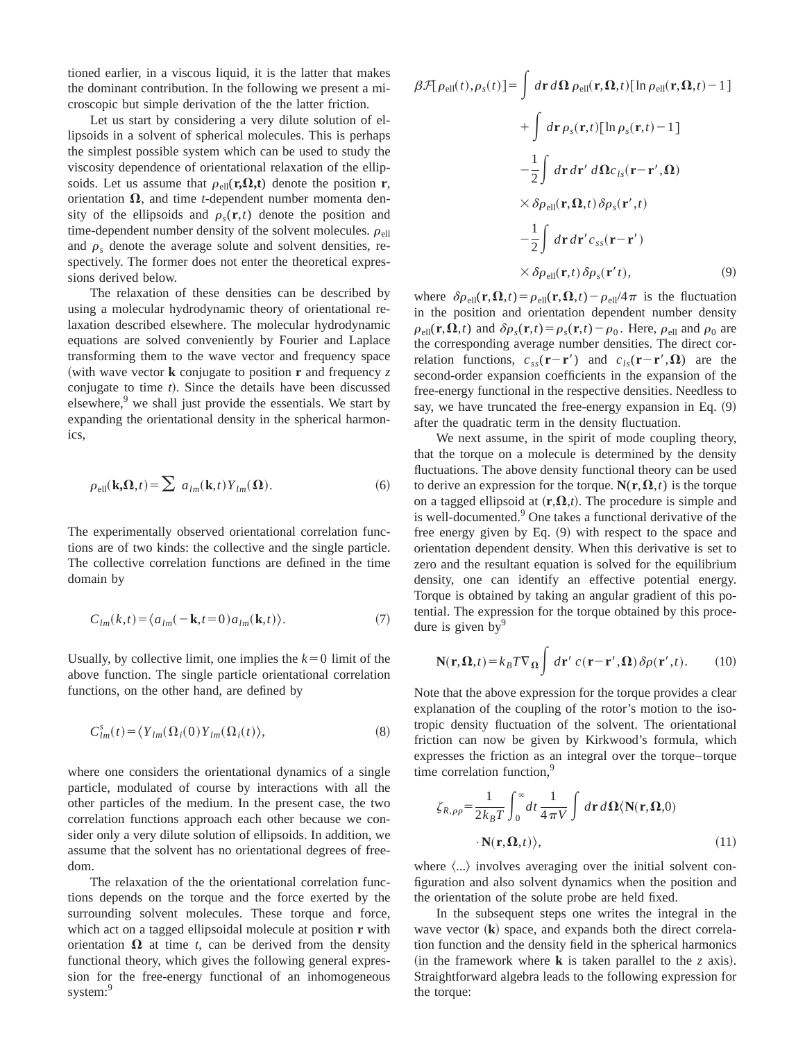tioned earlier, in a viscous liquid, it is the latter that makes the dominant contribution. In the following we present a microscopic but simple derivation of the the latter friction.

Let us start by considering a very dilute solution of ellipsoids in a solvent of spherical molecules. This is perhaps the simplest possible system which can be used to study the viscosity dependence of orientational relaxation of the ellipsoids. Let us assume that $\rho_{\rm ell}(\mathbf{r},\boldsymbol{\Omega},t)$ denote the position $\mathbf{r}$, orientation $\boldsymbol{\Omega}$, and time $t$-dependent number momenta density of the ellipsoids and $\rho_s(\mathbf{r},t)$ denote the position and time-dependent number density of the solvent molecules. $\rho_{\rm ell}$ and $\rho_s$ denote the average solute and solvent densities, respectively. The former does not enter the theoretical expressions derived below.

The relaxation of these densities can be described by using a molecular hydrodynamic theory of orientational relaxation described elsewhere. The molecular hydrodynamic equations are solved conveniently by Fourier and Laplace transforming them to the wave vector and frequency space (with wave vector $\mathbf{k}$ conjugate to position $\mathbf{r}$ and frequency $z$ conjugate to time $t$). Since the details have been discussed elsewhere,[9] we shall just provide the essentials. We start by expanding the orientational density in the spherical harmonics,

$$\rho_{\rm ell}(\mathbf{k},\boldsymbol{\Omega},t)=\sum a_{lm}(\mathbf{k},t)Y_{lm}(\boldsymbol{\Omega}). \tag{6}$$

The experimentally observed orientational correlation functions are of two kinds: the collective and the single particle. The collective correlation functions are defined in the time domain by

$$C_{lm}(k,t)=\langle a_{lm}(-\mathbf{k},t=0)a_{lm}(\mathbf{k},t)\rangle. \tag{7}$$

Usually, by collective limit, one implies the $k=0$ limit of the above function. The single particle orientational correlation functions, on the other hand, are defined by

$$C^s_{lm}(t)=\langle Y_{lm}(\Omega_i(0)Y_{lm}(\Omega_i(t)\rangle, \tag{8}$$

where one considers the orientational dynamics of a single particle, modulated of course by interactions with all the other particles of the medium. In the present case, the two correlation functions approach each other because we consider only a very dilute solution of ellipsoids. In addition, we assume that the solvent has no orientational degrees of freedom.

The relaxation of the the orientational correlation functions depends on the torque and the force exerted by the surrounding solvent molecules. These torque and force, which act on a tagged ellipsoidal molecule at position $\mathbf{r}$ with orientation $\boldsymbol{\Omega}$ at time $t$, can be derived from the density functional theory, which gives the following general expression for the free-energy functional of an inhomogeneous system:[9]

$$\begin{aligned}\beta\mathcal{F}[\rho_{\rm ell}(t),\rho_s(t)]=&\int d\mathbf{r}\,d\boldsymbol{\Omega}\,\rho_{\rm ell}(\mathbf{r},\boldsymbol{\Omega},t)[\ln\rho_{\rm ell}(\mathbf{r},\boldsymbol{\Omega},t)-1]\\&+\int d\mathbf{r}\,\rho_s(\mathbf{r},t)[\ln\rho_s(\mathbf{r},t)-1]\\&-\frac{1}{2}\int d\mathbf{r}\,d\mathbf{r}'\,d\boldsymbol{\Omega}c_{ls}(\mathbf{r}-\mathbf{r}',\boldsymbol{\Omega})\\&\times\delta\rho_{\rm ell}(\mathbf{r},\boldsymbol{\Omega},t)\,\delta\rho_s(\mathbf{r}',t)\\&-\frac{1}{2}\int d\mathbf{r}\,d\mathbf{r}'\,c_{ss}(\mathbf{r}-\mathbf{r}')\\&\times\delta\rho_{\rm ell}(\mathbf{r},t)\,\delta\rho_s(\mathbf{r}'t),\end{aligned} \tag{9}$$

where $\delta\rho_{\rm ell}(\mathbf{r},\boldsymbol{\Omega},t)=\rho_{\rm ell}(\mathbf{r},\boldsymbol{\Omega},t)-\rho_{\rm ell}/4\pi$ is the fluctuation in the position and orientation dependent number density $\rho_{\rm ell}(\mathbf{r},\boldsymbol{\Omega},t)$ and $\delta\rho_s(\mathbf{r},t)=\rho_s(\mathbf{r},t)-\rho_0$. Here, $\rho_{\rm ell}$ and $\rho_0$ are the corresponding average number densities. The direct correlation functions, $c_{ss}(\mathbf{r}-\mathbf{r}')$ and $c_{ls}(\mathbf{r}-\mathbf{r}',\boldsymbol{\Omega})$ are the second-order expansion coefficients in the expansion of the free-energy functional in the respective densities. Needless to say, we have truncated the free-energy expansion in Eq. (9) after the quadratic term in the density fluctuation.

We next assume, in the spirit of mode coupling theory, that the torque on a molecule is determined by the density fluctuations. The above density functional theory can be used to derive an expression for the torque. $\mathbf{N}(\mathbf{r},\boldsymbol{\Omega},t)$ is the torque on a tagged ellipsoid at $(\mathbf{r},\boldsymbol{\Omega},t)$. The procedure is simple and is well-documented.[9] One takes a functional derivative of the free energy given by Eq. (9) with respect to the space and orientation dependent density. When this derivative is set to zero and the resultant equation is solved for the equilibrium density, one can identify an effective potential energy. Torque is obtained by taking an angular gradient of this potential. The expression for the torque obtained by this procedure is given by[9]

$$\mathbf{N}(\mathbf{r},\boldsymbol{\Omega},t)=k_BT\nabla_{\boldsymbol{\Omega}}\int d\mathbf{r}'\,c(\mathbf{r}-\mathbf{r}',\boldsymbol{\Omega})\,\delta\rho(\mathbf{r}',t). \tag{10}$$

Note that the above expression for the torque provides a clear explanation of the coupling of the rotor's motion to the isotropic density fluctuation of the solvent. The orientational friction can now be given by Kirkwood's formula, which expresses the friction as an integral over the torque–torque time correlation function,[9]

$$\begin{aligned}\zeta_{R,\rho\rho}=&\frac{1}{2k_BT}\int_0^\infty dt\,\frac{1}{4\pi V}\int d\mathbf{r}\,d\boldsymbol{\Omega}\langle\mathbf{N}(\mathbf{r},\boldsymbol{\Omega},0)\\&\cdot\mathbf{N}(\mathbf{r},\boldsymbol{\Omega},t)\rangle,\end{aligned} \tag{11}$$

where $\langle ...\rangle$ involves averaging over the initial solvent configuration and also solvent dynamics when the position and the orientation of the solute probe are held fixed.

In the subsequent steps one writes the integral in the wave vector ($\mathbf{k}$) space, and expands both the direct correlation function and the density field in the spherical harmonics (in the framework where $\mathbf{k}$ is taken parallel to the $z$ axis). Straightforward algebra leads to the following expression for the torque: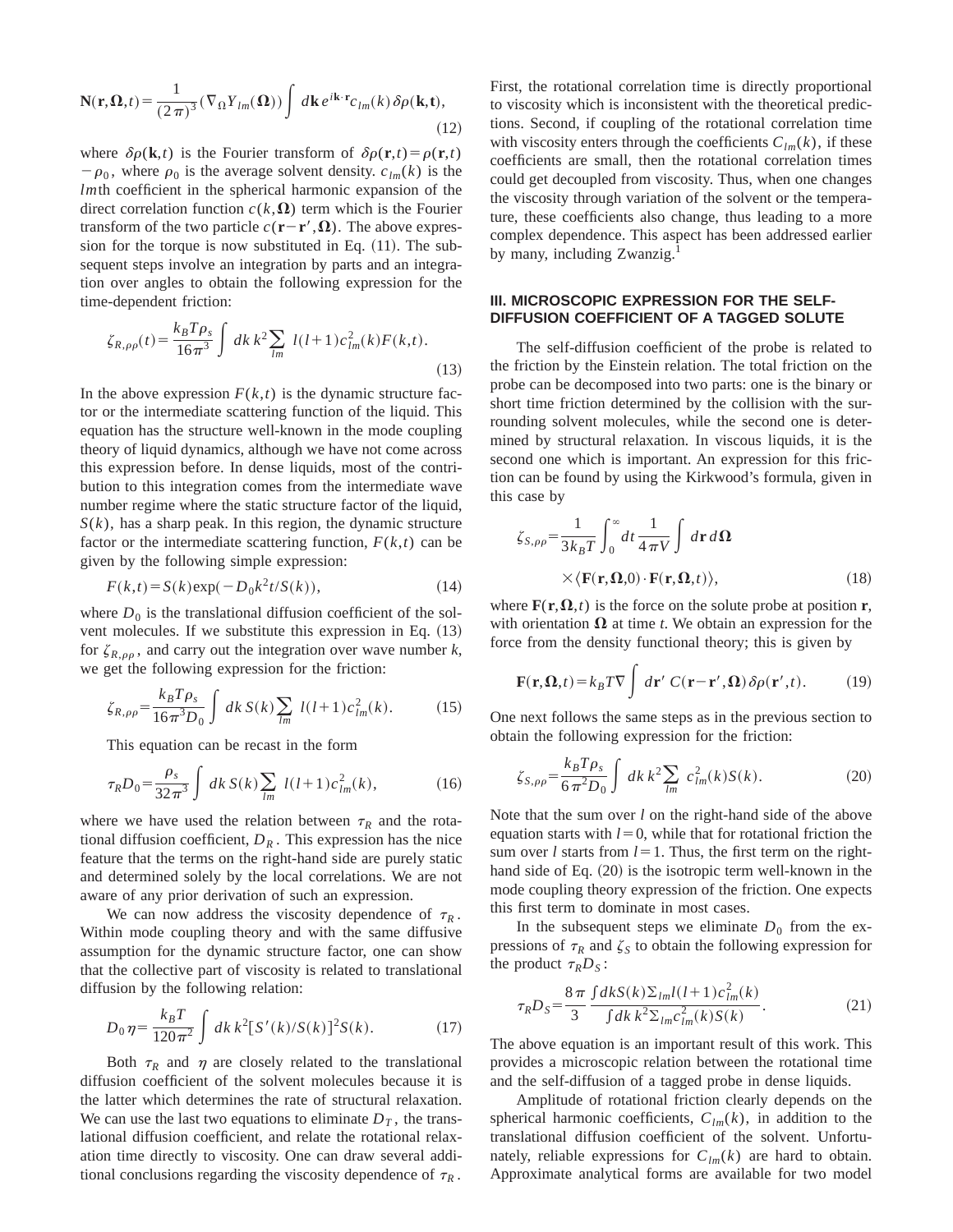$$
\mathbf{N}(\mathbf{r},\boldsymbol{\Omega},t)=\frac{1}{(2\pi)^3}(\nabla_\Omega Y_{lm}(\boldsymbol{\Omega}))\int d\mathbf{k}\, e^{i\mathbf{k}\cdot\mathbf{r}}c_{lm}(k)\,\delta\rho(\mathbf{k},\mathbf{t}),
\tag{12}
$$

where $\delta\rho(\mathbf{k},t)$ is the Fourier transform of $\delta\rho(\mathbf{r},t)=\rho(\mathbf{r},t)-\rho_0$, where $\rho_0$ is the average solvent density. $c_{lm}(k)$ is the $lm$th coefficient in the spherical harmonic expansion of the direct correlation function $c(k,\boldsymbol{\Omega})$ term which is the Fourier transform of the two particle $c(\mathbf{r}-\mathbf{r}',\boldsymbol{\Omega})$. The above expression for the torque is now substituted in Eq. (11). The subsequent steps involve an integration by parts and an integration over angles to obtain the following expression for the time-dependent friction:

$$
\zeta_{R,\rho\rho}(t)=\frac{k_BT\rho_s}{16\pi^3}\int dk\, k^2\sum_{lm} l(l+1)c_{lm}^2(k)F(k,t).
\tag{13}
$$

In the above expression $F(k,t)$ is the dynamic structure factor or the intermediate scattering function of the liquid. This equation has the structure well-known in the mode coupling theory of liquid dynamics, although we have not come across this expression before. In dense liquids, most of the contribution to this integration comes from the intermediate wave number regime where the static structure factor of the liquid, $S(k)$, has a sharp peak. In this region, the dynamic structure factor or the intermediate scattering function, $F(k,t)$ can be given by the following simple expression:

$$
F(k,t)=S(k)\exp(-D_0k^2t/S(k)),
\tag{14}
$$

where $D_0$ is the translational diffusion coefficient of the solvent molecules. If we substitute this expression in Eq. (13) for $\zeta_{R,\rho\rho}$, and carry out the integration over wave number $k$, we get the following expression for the friction:

$$
\zeta_{R,\rho\rho}=\frac{k_BT\rho_s}{16\pi^3D_0}\int dk\, S(k)\sum_{lm} l(l+1)c_{lm}^2(k).
\tag{15}
$$

This equation can be recast in the form

$$
\tau_RD_0=\frac{\rho_s}{32\pi^3}\int dk\, S(k)\sum_{lm} l(l+1)c_{lm}^2(k),
\tag{16}
$$

where we have used the relation between $\tau_R$ and the rotational diffusion coefficient, $D_R$. This expression has the nice feature that the terms on the right-hand side are purely static and determined solely by the local correlations. We are not aware of any prior derivation of such an expression.

We can now address the viscosity dependence of $\tau_R$. Within mode coupling theory and with the same diffusive assumption for the dynamic structure factor, one can show that the collective part of viscosity is related to translational diffusion by the following relation:

$$
D_0\eta=\frac{k_BT}{120\pi^2}\int dk\, k^2[S'(k)/S(k)]^2S(k).
\tag{17}
$$

Both $\tau_R$ and $\eta$ are closely related to the translational diffusion coefficient of the solvent molecules because it is the latter which determines the rate of structural relaxation. We can use the last two equations to eliminate $D_T$, the translational diffusion coefficient, and relate the rotational relaxation time directly to viscosity. One can draw several additional conclusions regarding the viscosity dependence of $\tau_R$. First, the rotational correlation time is directly proportional to viscosity which is inconsistent with the theoretical predictions. Second, if coupling of the rotational correlation time with viscosity enters through the coefficients $C_{lm}(k)$, if these coefficients are small, then the rotational correlation times could get decoupled from viscosity. Thus, when one changes the viscosity through variation of the solvent or the temperature, these coefficients also change, thus leading to a more complex dependence. This aspect has been addressed earlier by many, including Zwanzig.[1]

## III. MICROSCOPIC EXPRESSION FOR THE SELF-DIFFUSION COEFFICIENT OF A TAGGED SOLUTE

The self-diffusion coefficient of the probe is related to the friction by the Einstein relation. The total friction on the probe can be decomposed into two parts: one is the binary or short time friction determined by the collision with the surrounding solvent molecules, while the second one is determined by structural relaxation. In viscous liquids, it is the second one which is important. An expression for this friction can be found by using the Kirkwood's formula, given in this case by

$$
\zeta_{S,\rho\rho}=\frac{1}{3k_BT}\int_0^\infty dt\,\frac{1}{4\pi V}\int d\mathbf{r}\,d\boldsymbol{\Omega}
\times\langle\mathbf{F}(\mathbf{r},\boldsymbol{\Omega},0)\cdot\mathbf{F}(\mathbf{r},\boldsymbol{\Omega},t)\rangle,
\tag{18}
$$

where $\mathbf{F}(\mathbf{r},\boldsymbol{\Omega},t)$ is the force on the solute probe at position $\mathbf{r}$, with orientation $\boldsymbol{\Omega}$ at time $t$. We obtain an expression for the force from the density functional theory; this is given by

$$
\mathbf{F}(\mathbf{r},\boldsymbol{\Omega},t)=k_BT\nabla\int d\mathbf{r}'\, C(\mathbf{r}-\mathbf{r}',\boldsymbol{\Omega})\,\delta\rho(\mathbf{r}',t).
\tag{19}
$$

One next follows the same steps as in the previous section to obtain the following expression for the friction:

$$
\zeta_{S,\rho\rho}=\frac{k_BT\rho_s}{6\pi^2D_0}\int dk\, k^2\sum_{lm} c_{lm}^2(k)S(k).
\tag{20}
$$

Note that the sum over $l$ on the right-hand side of the above equation starts with $l=0$, while that for rotational friction the sum over $l$ starts from $l=1$. Thus, the first term on the right-hand side of Eq. (20) is the isotropic term well-known in the mode coupling theory expression of the friction. One expects this first term to dominate in most cases.

In the subsequent steps we eliminate $D_0$ from the expressions of $\tau_R$ and $\zeta_S$ to obtain the following expression for the product $\tau_RD_S$:

$$
\tau_RD_S=\frac{8\pi}{3}\,\frac{\int dkS(k)\Sigma_{lm}l(l+1)c_{lm}^2(k)}{\int dk\, k^2\Sigma_{lm}c_{lm}^2(k)S(k)}.
\tag{21}
$$

The above equation is an important result of this work. This provides a microscopic relation between the rotational time and the self-diffusion of a tagged probe in dense liquids.

Amplitude of rotational friction clearly depends on the spherical harmonic coefficients, $C_{lm}(k)$, in addition to the translational diffusion coefficient of the solvent. Unfortunately, reliable expressions for $C_{lm}(k)$ are hard to obtain. Approximate analytical forms are available for two model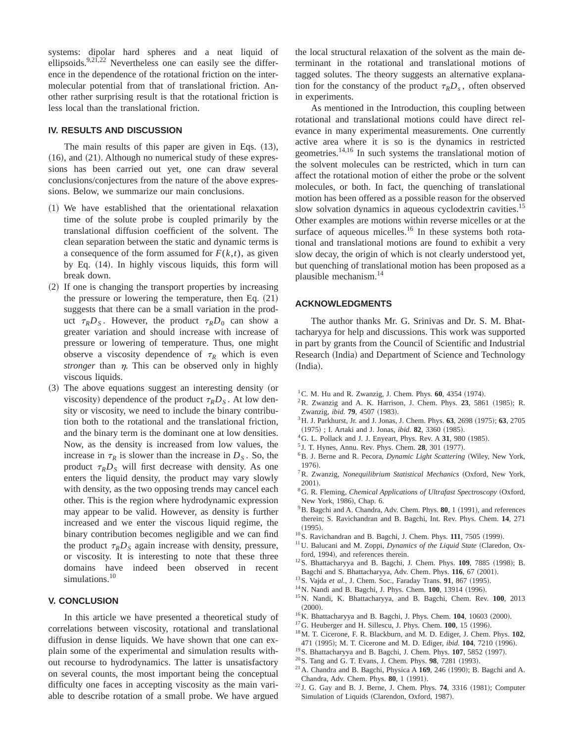systems: dipolar hard spheres and a neat liquid of ellipsoids.[9,21,22] Nevertheless one can easily see the difference in the dependence of the rotational friction on the intermolecular potential from that of translational friction. Another rather surprising result is that the rotational friction is less local than the translational friction.

## IV. RESULTS AND DISCUSSION

The main results of this paper are given in Eqs. (13), (16), and (21). Although no numerical study of these expressions has been carried out yet, one can draw several conclusions/conjectures from the nature of the above expressions. Below, we summarize our main conclusions.

(1) We have established that the orientational relaxation time of the solute probe is coupled primarily by the translational diffusion coefficient of the solvent. The clean separation between the static and dynamic terms is a consequence of the form assumed for $F(k,t)$, as given by Eq. (14). In highly viscous liquids, this form will break down.

(2) If one is changing the transport properties by increasing the pressure or lowering the temperature, then Eq. (21) suggests that there can be a small variation in the product $\tau_R D_S$. However, the product $\tau_R D_0$ can show a greater variation and should increase with increase of pressure or lowering of temperature. Thus, one might observe a viscosity dependence of $\tau_R$ which is even *stronger* than $\eta$. This can be observed only in highly viscous liquids.

(3) The above equations suggest an interesting density (or viscosity) dependence of the product $\tau_R D_S$. At low density or viscosity, we need to include the binary contribution both to the rotational and the translational friction, and the binary term is the dominant one at low densities. Now, as the density is increased from low values, the increase in $\tau_R$ is slower than the increase in $D_S$. So, the product $\tau_R D_S$ will first decrease with density. As one enters the liquid density, the product may vary slowly with density, as the two opposing trends may cancel each other. This is the region where hydrodynamic expression may appear to be valid. However, as density is further increased and we enter the viscous liquid regime, the binary contribution becomes negligible and we can find the product $\tau_R D_S$ again increase with density, pressure, or viscosity. It is interesting to note that these three domains have indeed been observed in recent simulations.[10]

## V. CONCLUSION

In this article we have presented a theoretical study of correlations between viscosity, rotational and translational diffusion in dense liquids. We have shown that one can explain some of the experimental and simulation results without recourse to hydrodynamics. The latter is unsatisfactory on several counts, the most important being the conceptual difficulty one faces in accepting viscosity as the main variable to describe rotation of a small probe. We have argued the local structural relaxation of the solvent as the main determinant in the rotational and translational motions of tagged solutes. The theory suggests an alternative explanation for the constancy of the product $\tau_R D_s$, often observed in experiments.

As mentioned in the Introduction, this coupling between rotational and translational motions could have direct relevance in many experimental measurements. One currently active area where it is so is the dynamics in restricted geometries.[14,16] In such systems the translational motion of the solvent molecules can be restricted, which in turn can affect the rotational motion of either the probe or the solvent molecules, or both. In fact, the quenching of translational motion has been offered as a possible reason for the observed slow solvation dynamics in aqueous cyclodextrin cavities.[15] Other examples are motions within reverse micelles or at the surface of aqueous micelles.[16] In these systems both rotational and translational motions are found to exhibit a very slow decay, the origin of which is not clearly understood yet, but quenching of translational motion has been proposed as a plausible mechanism.[14]

## ACKNOWLEDGMENTS

The author thanks Mr. G. Srinivas and Dr. S. M. Bhattacharyya for help and discussions. This work was supported in part by grants from the Council of Scientific and Industrial Research (India) and Department of Science and Technology (India).

[1] C. M. Hu and R. Zwanzig, J. Chem. Phys. **60**, 4354 (1974).
[2] R. Zwanzig and A. K. Harrison, J. Chem. Phys. **23**, 5861 (1985); R. Zwanzig, *ibid.* **79**, 4507 (1983).
[3] H. J. Parkhurst, Jr. and J. Jonas, J. Chem. Phys. **63**, 2698 (1975); **63**, 2705 (1975) ; I. Artaki and J. Jonas, *ibid.* **82**, 3360 (1985).
[4] G. L. Pollack and J. J. Enyeart, Phys. Rev. A **31**, 980 (1985).
[5] J. T. Hynes, Annu. Rev. Phys. Chem. **28**, 301 (1977).
[6] B. J. Berne and R. Pecora, *Dynamic Light Scattering* (Wiley, New York, 1976).
[7] R. Zwanzig, *Nonequilibrium Statistical Mechanics* (Oxford, New York, 2001).
[8] G. R. Fleming, *Chemical Applications of Ultrafast Spectroscopy* (Oxford, New York, 1986), Chap. 6.
[9] B. Bagchi and A. Chandra, Adv. Chem. Phys. **80**, 1 (1991), and references therein; S. Ravichandran and B. Bagchi, Int. Rev. Phys. Chem. **14**, 271 (1995).
[10] S. Ravichandran and B. Bagchi, J. Chem. Phys. **111**, 7505 (1999).
[11] U. Balucani and M. Zoppi, *Dynamics of the Liquid State* (Claredon, Oxford, 1994), and references therein.
[12] S. Bhattacharyya and B. Bagchi, J. Chem. Phys. **109**, 7885 (1998); B. Bagchi and S. Bhattacharyya, Adv. Chem. Phys. **116**, 67 (2001).
[13] S. Vajda *et al.*, J. Chem. Soc., Faraday Trans. **91**, 867 (1995).
[14] N. Nandi and B. Bagchi, J. Phys. Chem. **100**, 13914 (1996).
[15] N. Nandi, K. Bhattacharyya, and B. Bagchi, Chem. Rev. **100**, 2013 (2000).
[16] K. Bhattacharyya and B. Bagchi, J. Phys. Chem. **104**, 10603 (2000).
[17] G. Heuberger and H. Sillescu, J. Phys. Chem. **100**, 15 (1996).
[18] M. T. Cicerone, F. R. Blackburn, and M. D. Ediger, J. Chem. Phys. **102**, 471 (1995); M. T. Cicerone and M. D. Ediger, *ibid.* **104**, 7210 (1996).
[19] S. Bhattacharyya and B. Bagchi, J. Chem. Phys. **107**, 5852 (1997).
[20] S. Tang and G. T. Evans, J. Chem. Phys. **98**, 7281 (1993).
[21] A. Chandra and B. Bagchi, Physica A **169**, 246 (1990); B. Bagchi and A. Chandra, Adv. Chem. Phys. **80**, 1 (1991).
[22] J. G. Gay and B. J. Berne, J. Chem. Phys. **74**, 3316 (1981); Computer Simulation of Liquids (Clarendon, Oxford, 1987).